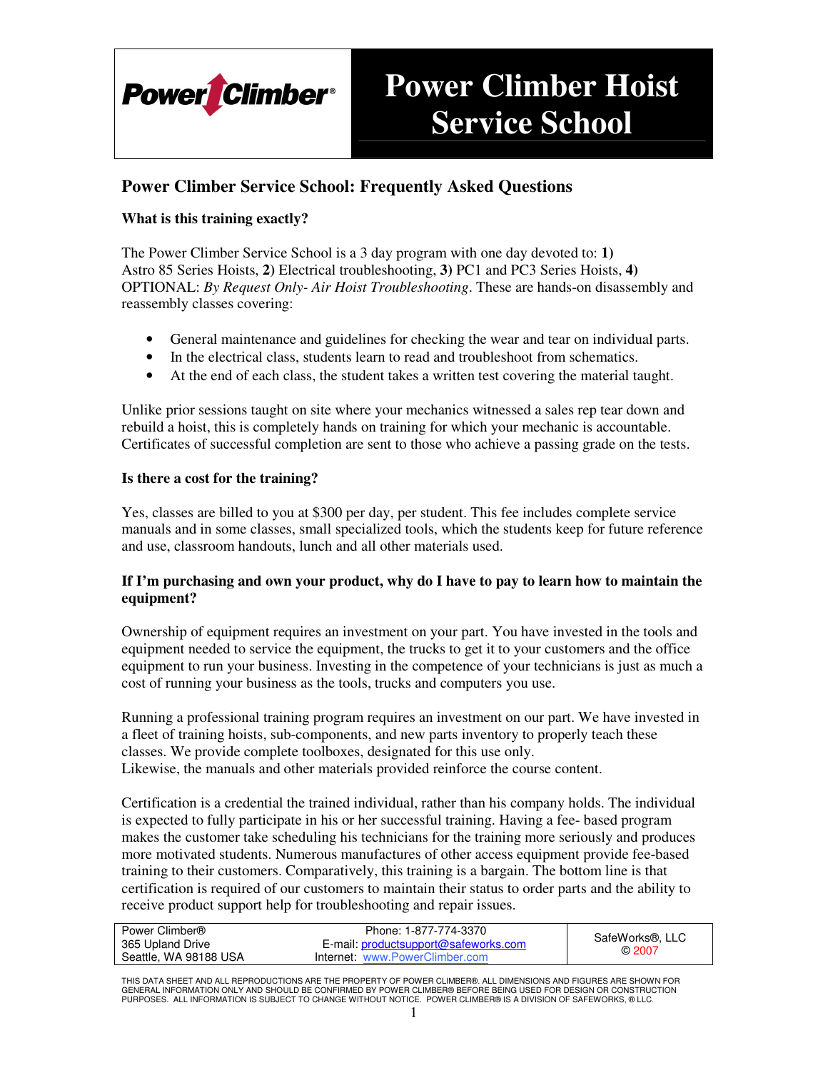# Power Climber Hoist Service School

## Power Climber Service School: Frequently Asked Questions

### What is this training exactly?

The Power Climber Service School is a 3 day program with one day devoted to: **1)** Astro 85 Series Hoists, **2)** Electrical troubleshooting, **3)** PC1 and PC3 Series Hoists, **4)** OPTIONAL: *By Request Only- Air Hoist Troubleshooting*. These are hands-on disassembly and reassembly classes covering:

- General maintenance and guidelines for checking the wear and tear on individual parts.
- In the electrical class, students learn to read and troubleshoot from schematics.
- At the end of each class, the student takes a written test covering the material taught.

Unlike prior sessions taught on site where your mechanics witnessed a sales rep tear down and rebuild a hoist, this is completely hands on training for which your mechanic is accountable. Certificates of successful completion are sent to those who achieve a passing grade on the tests.

### Is there a cost for the training?

Yes, classes are billed to you at $300 per day, per student. This fee includes complete service manuals and in some classes, small specialized tools, which the students keep for future reference and use, classroom handouts, lunch and all other materials used.

### If I'm purchasing and own your product, why do I have to pay to learn how to maintain the equipment?

Ownership of equipment requires an investment on your part. You have invested in the tools and equipment needed to service the equipment, the trucks to get it to your customers and the office equipment to run your business. Investing in the competence of your technicians is just as much a cost of running your business as the tools, trucks and computers you use.

Running a professional training program requires an investment on our part. We have invested in a fleet of training hoists, sub-components, and new parts inventory to properly teach these classes. We provide complete toolboxes, designated for this use only.
Likewise, the manuals and other materials provided reinforce the course content.

Certification is a credential the trained individual, rather than his company holds. The individual is expected to fully participate in his or her successful training. Having a fee- based program makes the customer take scheduling his technicians for the training more seriously and produces more motivated students. Numerous manufactures of other access equipment provide fee-based training to their customers. Comparatively, this training is a bargain. The bottom line is that certification is required of our customers to maintain their status to order parts and the ability to receive product support help for troubleshooting and repair issues.

| Power Climber® 365 Upland Drive Seattle, WA 98188 USA | Phone: 1-877-774-3370 E-mail: productsupport@safeworks.com Internet: www.PowerClimber.com | SafeWorks®, LLC © 2007 |
|---|---|---|

THIS DATA SHEET AND ALL REPRODUCTIONS ARE THE PROPERTY OF POWER CLIMBER®. ALL DIMENSIONS AND FIGURES ARE SHOWN FOR GENERAL INFORMATION ONLY AND SHOULD BE CONFIRMED BY POWER CLIMBER® BEFORE BEING USED FOR DESIGN OR CONSTRUCTION PURPOSES. ALL INFORMATION IS SUBJECT TO CHANGE WITHOUT NOTICE. POWER CLIMBER® IS A DIVISION OF SAFEWORKS, ® LLC.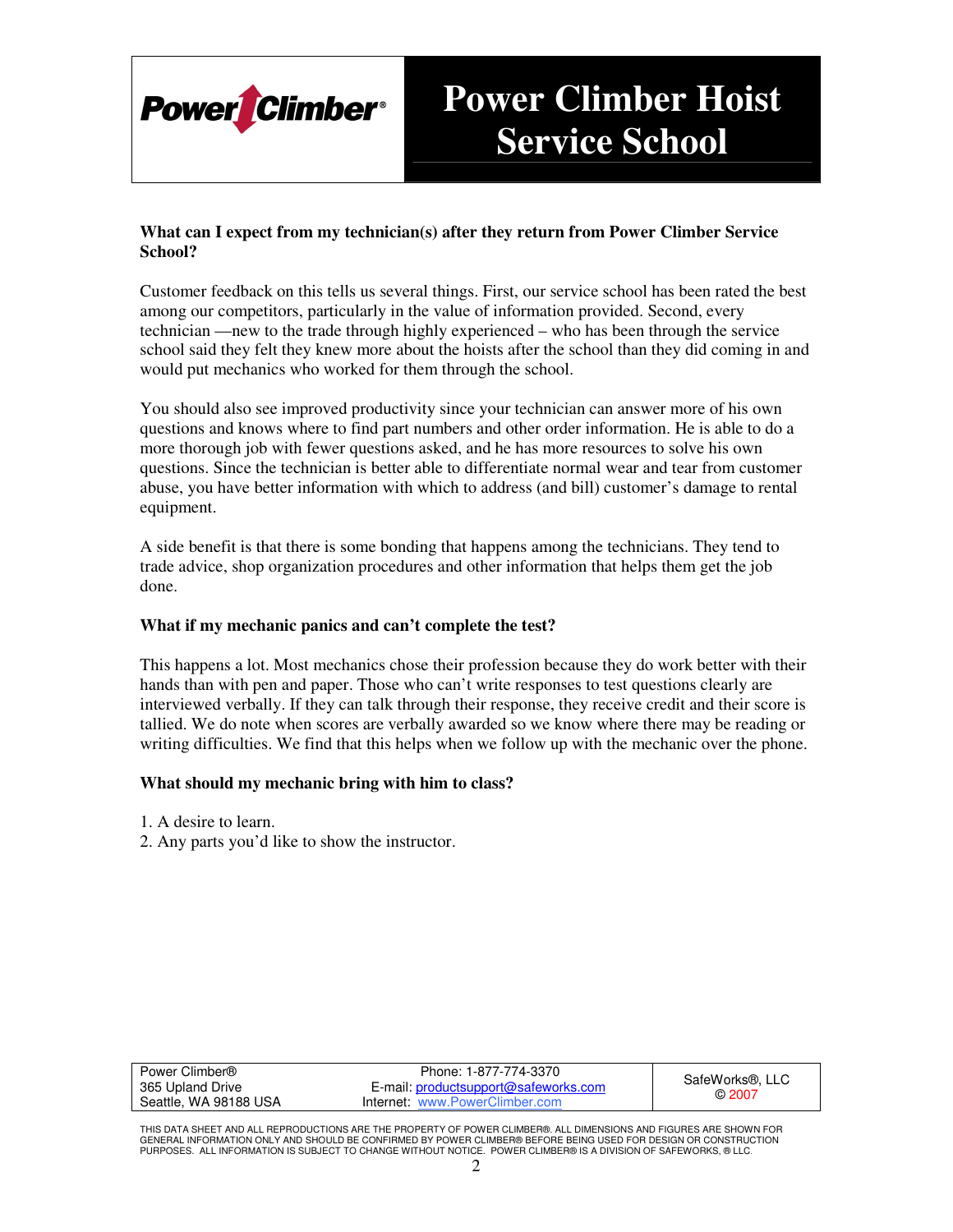# Power Climber Hoist Service School

**What can I expect from my technician(s) after they return from Power Climber Service School?**

Customer feedback on this tells us several things. First, our service school has been rated the best among our competitors, particularly in the value of information provided. Second, every technician —new to the trade through highly experienced – who has been through the service school said they felt they knew more about the hoists after the school than they did coming in and would put mechanics who worked for them through the school.

You should also see improved productivity since your technician can answer more of his own questions and knows where to find part numbers and other order information. He is able to do a more thorough job with fewer questions asked, and he has more resources to solve his own questions. Since the technician is better able to differentiate normal wear and tear from customer abuse, you have better information with which to address (and bill) customer's damage to rental equipment.

A side benefit is that there is some bonding that happens among the technicians. They tend to trade advice, shop organization procedures and other information that helps them get the job done.

**What if my mechanic panics and can't complete the test?**

This happens a lot. Most mechanics chose their profession because they do work better with their hands than with pen and paper. Those who can't write responses to test questions clearly are interviewed verbally. If they can talk through their response, they receive credit and their score is tallied. We do note when scores are verbally awarded so we know where there may be reading or writing difficulties. We find that this helps when we follow up with the mechanic over the phone.

**What should my mechanic bring with him to class?**

1. A desire to learn.
2. Any parts you'd like to show the instructor.

| | | |
|---|---|---|
| Power Climber®<br>365 Upland Drive<br>Seattle, WA 98188 USA | Phone: 1-877-774-3370<br>E-mail: productsupport@safeworks.com<br>Internet: www.PowerClimber.com | SafeWorks®, LLC<br>© 2007 |

THIS DATA SHEET AND ALL REPRODUCTIONS ARE THE PROPERTY OF POWER CLIMBER®. ALL DIMENSIONS AND FIGURES ARE SHOWN FOR GENERAL INFORMATION ONLY AND SHOULD BE CONFIRMED BY POWER CLIMBER® BEFORE BEING USED FOR DESIGN OR CONSTRUCTION PURPOSES. ALL INFORMATION IS SUBJECT TO CHANGE WITHOUT NOTICE. POWER CLIMBER® IS A DIVISION OF SAFEWORKS, ® LLC.